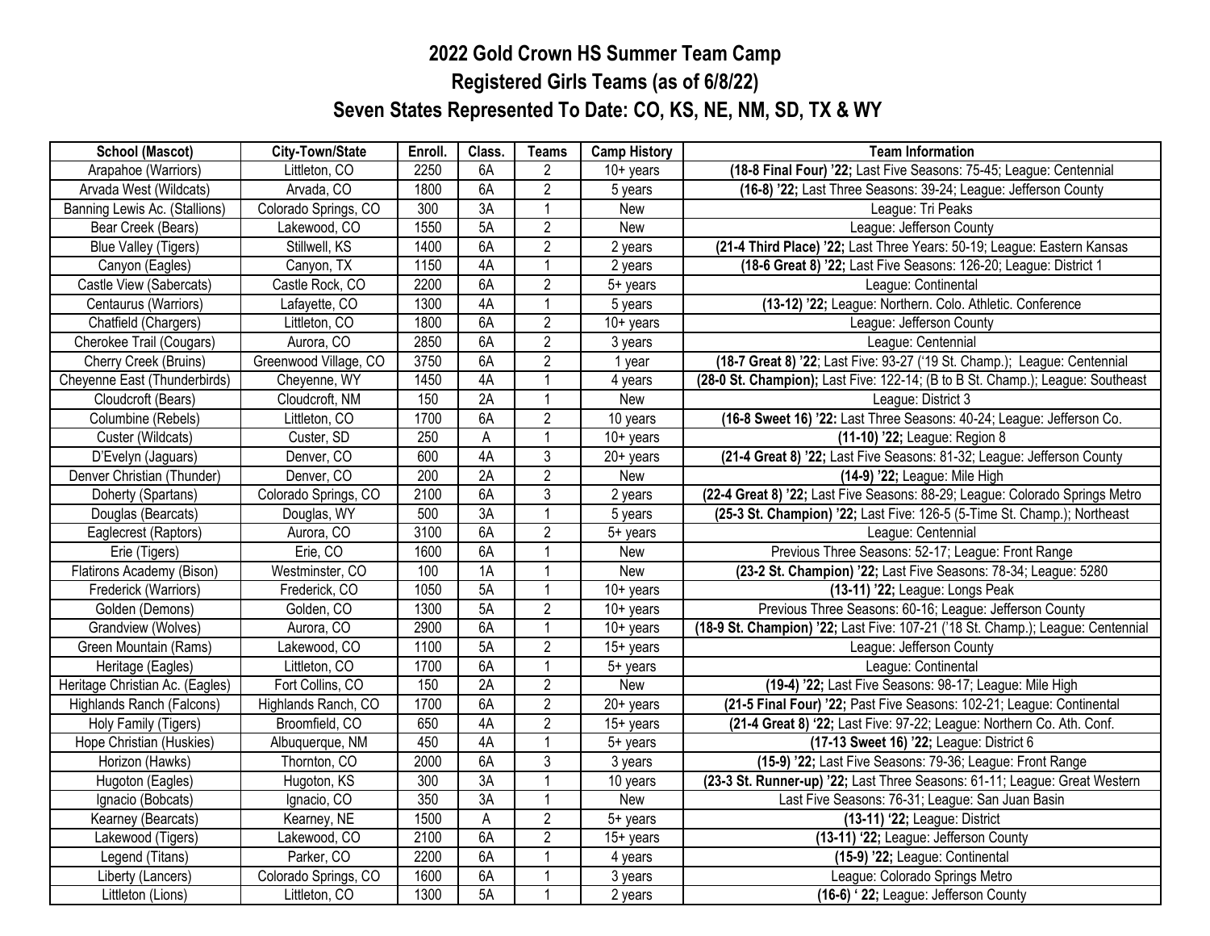# 2022 Gold Crown HS Summer Team Camp

## Registered Girls Teams (as of 6/8/22)

## Seven States Represented To Date: CO, KS, NE, NM, SD, TX & WY

| School (Mascot) | City-Town/State | Enroll. | Class. | Teams | Camp History | Team Information |
|---|---|---|---|---|---|---|
| Arapahoe (Warriors) | Littleton, CO | 2250 | 6A | 2 | 10+ years | **(18-8 Final Four) '22;** Last Five Seasons: 75-45; League: Centennial |
| Arvada West (Wildcats) | Arvada, CO | 1800 | 6A | 2 | 5 years | **(16-8) '22;** Last Three Seasons: 39-24; League: Jefferson County |
| Banning Lewis Ac. (Stallions) | Colorado Springs, CO | 300 | 3A | 1 | New | League: Tri Peaks |
| Bear Creek (Bears) | Lakewood, CO | 1550 | 5A | 2 | New | League: Jefferson County |
| Blue Valley (Tigers) | Stillwell, KS | 1400 | 6A | 2 | 2 years | **(21-4 Third Place) '22;** Last Three Years: 50-19; League: Eastern Kansas |
| Canyon (Eagles) | Canyon, TX | 1150 | 4A | 1 | 2 years | **(18-6 Great 8) '22;** Last Five Seasons: 126-20; League: District 1 |
| Castle View (Sabercats) | Castle Rock, CO | 2200 | 6A | 2 | 5+ years | League: Continental |
| Centaurus (Warriors) | Lafayette, CO | 1300 | 4A | 1 | 5 years | **(13-12) '22;** League: Northern. Colo. Athletic. Conference |
| Chatfield (Chargers) | Littleton, CO | 1800 | 6A | 2 | 10+ years | League: Jefferson County |
| Cherokee Trail (Cougars) | Aurora, CO | 2850 | 6A | 2 | 3 years | League: Centennial |
| Cherry Creek (Bruins) | Greenwood Village, CO | 3750 | 6A | 2 | 1 year | **(18-7 Great 8) '22**; Last Five: 93-27 ('19 St. Champ.); League: Centennial |
| Cheyenne East (Thunderbirds) | Cheyenne, WY | 1450 | 4A | 1 | 4 years | **(28-0 St. Champion);** Last Five: 122-14; (B to B St. Champ.); League: Southeast |
| Cloudcroft (Bears) | Cloudcroft, NM | 150 | 2A | 1 | New | League: District 3 |
| Columbine (Rebels) | Littleton, CO | 1700 | 6A | 2 | 10 years | **(16-8 Sweet 16) '22:** Last Three Seasons: 40-24; League: Jefferson Co. |
| Custer (Wildcats) | Custer, SD | 250 | A | 1 | 10+ years | **(11-10) '22;** League: Region 8 |
| D'Evelyn (Jaguars) | Denver, CO | 600 | 4A | 3 | 20+ years | **(21-4 Great 8) '22;** Last Five Seasons: 81-32; League: Jefferson County |
| Denver Christian (Thunder) | Denver, CO | 200 | 2A | 2 | New | **(14-9) '22;** League: Mile High |
| Doherty (Spartans) | Colorado Springs, CO | 2100 | 6A | 3 | 2 years | **(22-4 Great 8) '22;** Last Five Seasons: 88-29; League: Colorado Springs Metro |
| Douglas (Bearcats) | Douglas, WY | 500 | 3A | 1 | 5 years | **(25-3 St. Champion) '22;** Last Five: 126-5 (5-Time St. Champ.); Northeast |
| Eaglecrest (Raptors) | Aurora, CO | 3100 | 6A | 2 | 5+ years | League: Centennial |
| Erie (Tigers) | Erie, CO | 1600 | 6A | 1 | New | Previous Three Seasons: 52-17; League: Front Range |
| Flatirons Academy (Bison) | Westminster, CO | 100 | 1A | 1 | New | **(23-2 St. Champion) '22;** Last Five Seasons: 78-34; League: 5280 |
| Frederick (Warriors) | Frederick, CO | 1050 | 5A | 1 | 10+ years | **(13-11) '22;** League: Longs Peak |
| Golden (Demons) | Golden, CO | 1300 | 5A | 2 | 10+ years | Previous Three Seasons: 60-16; League: Jefferson County |
| Grandview (Wolves) | Aurora, CO | 2900 | 6A | 1 | 10+ years | **(18-9 St. Champion) '22;** Last Five: 107-21 ('18 St. Champ.); League: Centennial |
| Green Mountain (Rams) | Lakewood, CO | 1100 | 5A | 2 | 15+ years | League: Jefferson County |
| Heritage (Eagles) | Littleton, CO | 1700 | 6A | 1 | 5+ years | League: Continental |
| Heritage Christian Ac. (Eagles) | Fort Collins, CO | 150 | 2A | 2 | New | **(19-4) '22;** Last Five Seasons: 98-17; League: Mile High |
| Highlands Ranch (Falcons) | Highlands Ranch, CO | 1700 | 6A | 2 | 20+ years | **(21-5 Final Four) '22;** Past Five Seasons: 102-21; League: Continental |
| Holy Family (Tigers) | Broomfield, CO | 650 | 4A | 2 | 15+ years | **(21-4 Great 8) '22;** Last Five: 97-22; League: Northern Co. Ath. Conf. |
| Hope Christian (Huskies) | Albuquerque, NM | 450 | 4A | 1 | 5+ years | **(17-13 Sweet 16) '22;** League: District 6 |
| Horizon (Hawks) | Thornton, CO | 2000 | 6A | 3 | 3 years | **(15-9) '22;** Last Five Seasons: 79-36; League: Front Range |
| Hugoton (Eagles) | Hugoton, KS | 300 | 3A | 1 | 10 years | **(23-3 St. Runner-up) '22;** Last Three Seasons: 61-11; League: Great Western |
| Ignacio (Bobcats) | Ignacio, CO | 350 | 3A | 1 | New | Last Five Seasons: 76-31; League: San Juan Basin |
| Kearney (Bearcats) | Kearney, NE | 1500 | A | 2 | 5+ years | **(13-11) '22;** League: District |
| Lakewood (Tigers) | Lakewood, CO | 2100 | 6A | 2 | 15+ years | **(13-11) '22;** League: Jefferson County |
| Legend (Titans) | Parker, CO | 2200 | 6A | 1 | 4 years | **(15-9) '22;** League: Continental |
| Liberty (Lancers) | Colorado Springs, CO | 1600 | 6A | 1 | 3 years | League: Colorado Springs Metro |
| Littleton (Lions) | Littleton, CO | 1300 | 5A | 1 | 2 years | **(16-6) ' 22;** League: Jefferson County |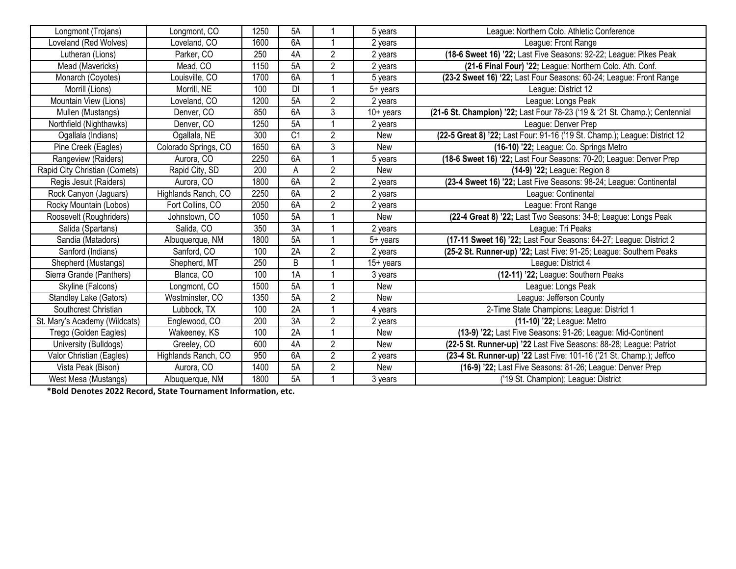| | | | | | | |
|---|---|---|---|---|---|---|
| Longmont (Trojans) | Longmont, CO | 1250 | 5A | 1 | 5 years | League: Northern Colo. Athletic Conference |
| Loveland (Red Wolves) | Loveland, CO | 1600 | 6A | 1 | 2 years | League: Front Range |
| Lutheran (Lions) | Parker, CO | 250 | 4A | 2 | 2 years | **(18-6 Sweet 16) '22;** Last Five Seasons: 92-22; League: Pikes Peak |
| Mead (Mavericks) | Mead, CO | 1150 | 5A | 2 | 2 years | **(21-6 Final Four) '22;** League: Northern Colo. Ath. Conf. |
| Monarch (Coyotes) | Louisville, CO | 1700 | 6A | 1 | 5 years | **(23-2 Sweet 16) '22;** Last Four Seasons: 60-24; League: Front Range |
| Morrill (Lions) | Morrill, NE | 100 | DI | 1 | 5+ years | League: District 12 |
| Mountain View (Lions) | Loveland, CO | 1200 | 5A | 2 | 2 years | League: Longs Peak |
| Mullen (Mustangs) | Denver, CO | 850 | 6A | 3 | 10+ years | **(21-6 St. Champion) '22;** Last Four 78-23 ('19 & '21 St. Champ.); Centennial |
| Northfield (Nighthawks) | Denver, CO | 1250 | 5A | 1 | 2 years | League: Denver Prep |
| Ogallala (Indians) | Ogallala, NE | 300 | C1 | 2 | New | **(22-5 Great 8) '22;** Last Four: 91-16 ('19 St. Champ.); League: District 12 |
| Pine Creek (Eagles) | Colorado Springs, CO | 1650 | 6A | 3 | New | **(16-10) '22;** League: Co. Springs Metro |
| Rangeview (Raiders) | Aurora, CO | 2250 | 6A | 1 | 5 years | **(18-6 Sweet 16) '22;** Last Four Seasons: 70-20; League: Denver Prep |
| Rapid City Christian (Comets) | Rapid City, SD | 200 | A | 2 | New | **(14-9) '22;** League: Region 8 |
| Regis Jesuit (Raiders) | Aurora, CO | 1800 | 6A | 2 | 2 years | **(23-4 Sweet 16) '22;** Last Five Seasons: 98-24; League: Continental |
| Rock Canyon (Jaguars) | Highlands Ranch, CO | 2250 | 6A | 2 | 2 years | League: Continental |
| Rocky Mountain (Lobos) | Fort Collins, CO | 2050 | 6A | 2 | 2 years | League: Front Range |
| Roosevelt (Roughriders) | Johnstown, CO | 1050 | 5A | 1 | New | **(22-4 Great 8) '22;** Last Two Seasons: 34-8; League: Longs Peak |
| Salida (Spartans) | Salida, CO | 350 | 3A | 1 | 2 years | League: Tri Peaks |
| Sandia (Matadors) | Albuquerque, NM | 1800 | 5A | 1 | 5+ years | **(17-11 Sweet 16) '22;** Last Four Seasons: 64-27; League: District 2 |
| Sanford (Indians) | Sanford, CO | 100 | 2A | 2 | 2 years | **(25-2 St. Runner-up) '22;** Last Five: 91-25; League: Southern Peaks |
| Shepherd (Mustangs) | Shepherd, MT | 250 | B | 1 | 15+ years | League: District 4 |
| Sierra Grande (Panthers) | Blanca, CO | 100 | 1A | 1 | 3 years | **(12-11) '22;** League: Southern Peaks |
| Skyline (Falcons) | Longmont, CO | 1500 | 5A | 1 | New | League: Longs Peak |
| Standley Lake (Gators) | Westminster, CO | 1350 | 5A | 2 | New | League: Jefferson County |
| Southcrest Christian | Lubbock, TX | 100 | 2A | 1 | 4 years | 2-Time State Champions; League: District 1 |
| St. Mary's Academy (Wildcats) | Englewood, CO | 200 | 3A | 2 | 2 years | **(11-10) '22;** League: Metro |
| Trego (Golden Eagles) | Wakeeney, KS | 100 | 2A | 1 | New | **(13-9) '22;** Last Five Seasons: 91-26; League: Mid-Continent |
| University (Bulldogs) | Greeley, CO | 600 | 4A | 2 | New | **(22-5 St. Runner-up) '22** Last Five Seasons: 88-28; League: Patriot |
| Valor Christian (Eagles) | Highlands Ranch, CO | 950 | 6A | 2 | 2 years | **(23-4 St. Runner-up) '22** Last Five: 101-16 ('21 St. Champ.); Jeffco |
| Vista Peak (Bison) | Aurora, CO | 1400 | 5A | 2 | New | **(16-9) '22;** Last Five Seasons: 81-26; League: Denver Prep |
| West Mesa (Mustangs) | Albuquerque, NM | 1800 | 5A | 1 | 3 years | ('19 St. Champion); League: District |

***Bold Denotes 2022 Record, State Tournament Information, etc.**